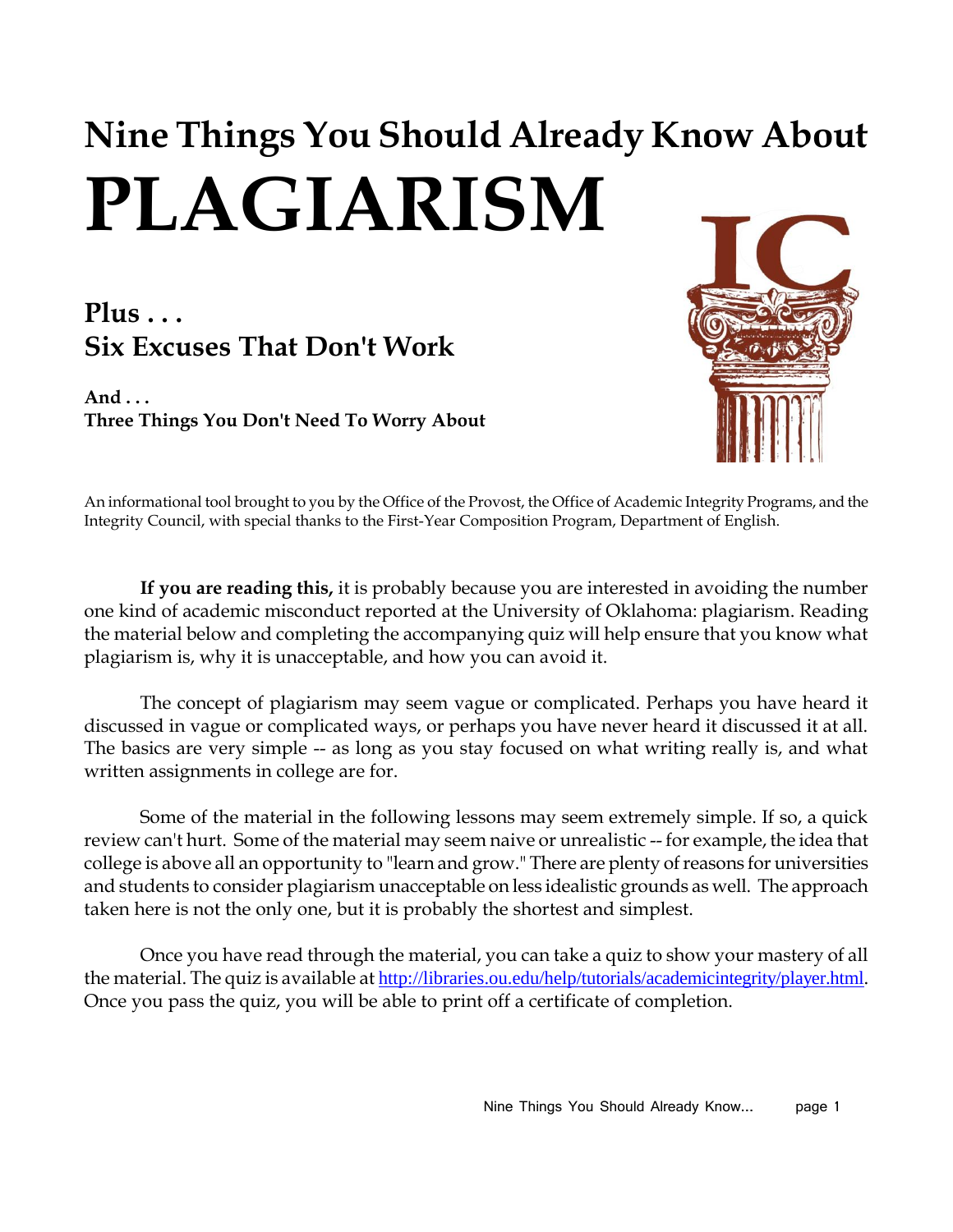# Nine Things You Should Already Know About PLAGIARISM

## Plus . . .
## Six Excuses That Don't Work

### And . . .
### Three Things You Don't Need To Worry About

An informational tool brought to you by the Office of the Provost, the Office of Academic Integrity Programs, and the Integrity Council, with special thanks to the First-Year Composition Program, Department of English.

**If you are reading this,** it is probably because you are interested in avoiding the number one kind of academic misconduct reported at the University of Oklahoma: plagiarism. Reading the material below and completing the accompanying quiz will help ensure that you know what plagiarism is, why it is unacceptable, and how you can avoid it.

The concept of plagiarism may seem vague or complicated. Perhaps you have heard it discussed in vague or complicated ways, or perhaps you have never heard it discussed it at all. The basics are very simple -- as long as you stay focused on what writing really is, and what written assignments in college are for.

Some of the material in the following lessons may seem extremely simple. If so, a quick review can't hurt. Some of the material may seem naive or unrealistic -- for example, the idea that college is above all an opportunity to "learn and grow." There are plenty of reasons for universities and students to consider plagiarism unacceptable on less idealistic grounds as well. The approach taken here is not the only one, but it is probably the shortest and simplest.

Once you have read through the material, you can take a quiz to show your mastery of all the material. The quiz is available at http://libraries.ou.edu/help/tutorials/academicintegrity/player.html. Once you pass the quiz, you will be able to print off a certificate of completion.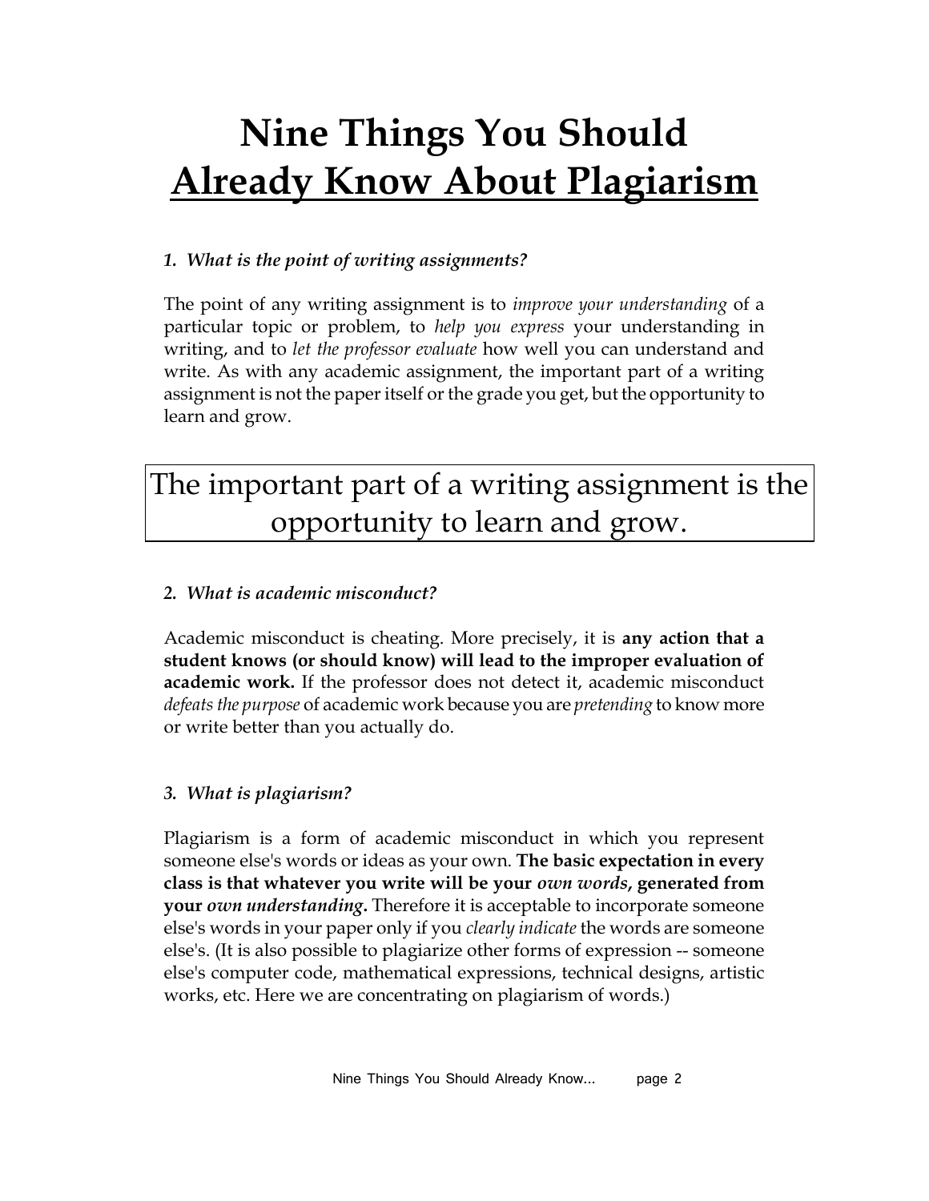# Nine Things You Should Already Know About Plagiarism

### *1. What is the point of writing assignments?*

The point of any writing assignment is to *improve your understanding* of a particular topic or problem, to *help you express* your understanding in writing, and to *let the professor evaluate* how well you can understand and write. As with any academic assignment, the important part of a writing assignment is not the paper itself or the grade you get, but the opportunity to learn and grow.

> The important part of a writing assignment is the opportunity to learn and grow.

### *2. What is academic misconduct?*

Academic misconduct is cheating. More precisely, it is **any action that a student knows (or should know) will lead to the improper evaluation of academic work.** If the professor does not detect it, academic misconduct *defeats the purpose* of academic work because you are *pretending* to know more or write better than you actually do.

### *3. What is plagiarism?*

Plagiarism is a form of academic misconduct in which you represent someone else's words or ideas as your own. **The basic expectation in every class is that whatever you write will be your *own words*, generated from your *own understanding*.** Therefore it is acceptable to incorporate someone else's words in your paper only if you *clearly indicate* the words are someone else's. (It is also possible to plagiarize other forms of expression -- someone else's computer code, mathematical expressions, technical designs, artistic works, etc. Here we are concentrating on plagiarism of words.)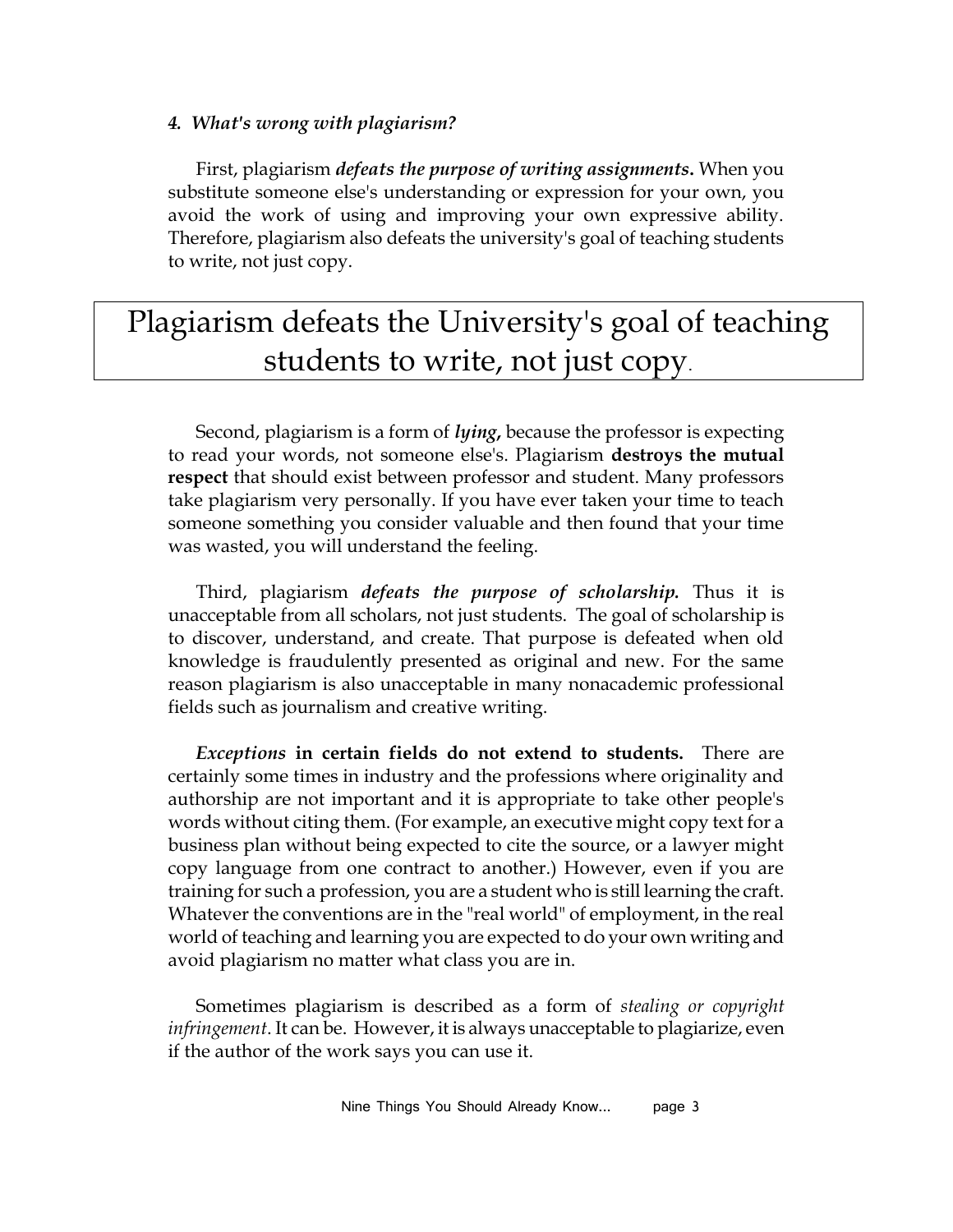#### *4. What's wrong with plagiarism?*

First, plagiarism ***defeats the purpose of writing assignments*.** When you substitute someone else's understanding or expression for your own, you avoid the work of using and improving your own expressive ability. Therefore, plagiarism also defeats the university's goal of teaching students to write, not just copy.

> Plagiarism defeats the University's goal of teaching students to write, not just copy.

Second, plagiarism is a form of ***lying*,** because the professor is expecting to read your words, not someone else's. Plagiarism **destroys the mutual respect** that should exist between professor and student. Many professors take plagiarism very personally. If you have ever taken your time to teach someone something you consider valuable and then found that your time was wasted, you will understand the feeling.

Third, plagiarism ***defeats the purpose of scholarship*.** Thus it is unacceptable from all scholars, not just students. The goal of scholarship is to discover, understand, and create. That purpose is defeated when old knowledge is fraudulently presented as original and new. For the same reason plagiarism is also unacceptable in many nonacademic professional fields such as journalism and creative writing.

***Exceptions* in certain fields do not extend to students.** There are certainly some times in industry and the professions where originality and authorship are not important and it is appropriate to take other people's words without citing them. (For example, an executive might copy text for a business plan without being expected to cite the source, or a lawyer might copy language from one contract to another.) However, even if you are training for such a profession, you are a student who is still learning the craft. Whatever the conventions are in the "real world" of employment, in the real world of teaching and learning you are expected to do your own writing and avoid plagiarism no matter what class you are in.

Sometimes plagiarism is described as a form of *stealing or copyright infringement*. It can be. However, it is always unacceptable to plagiarize, even if the author of the work says you can use it.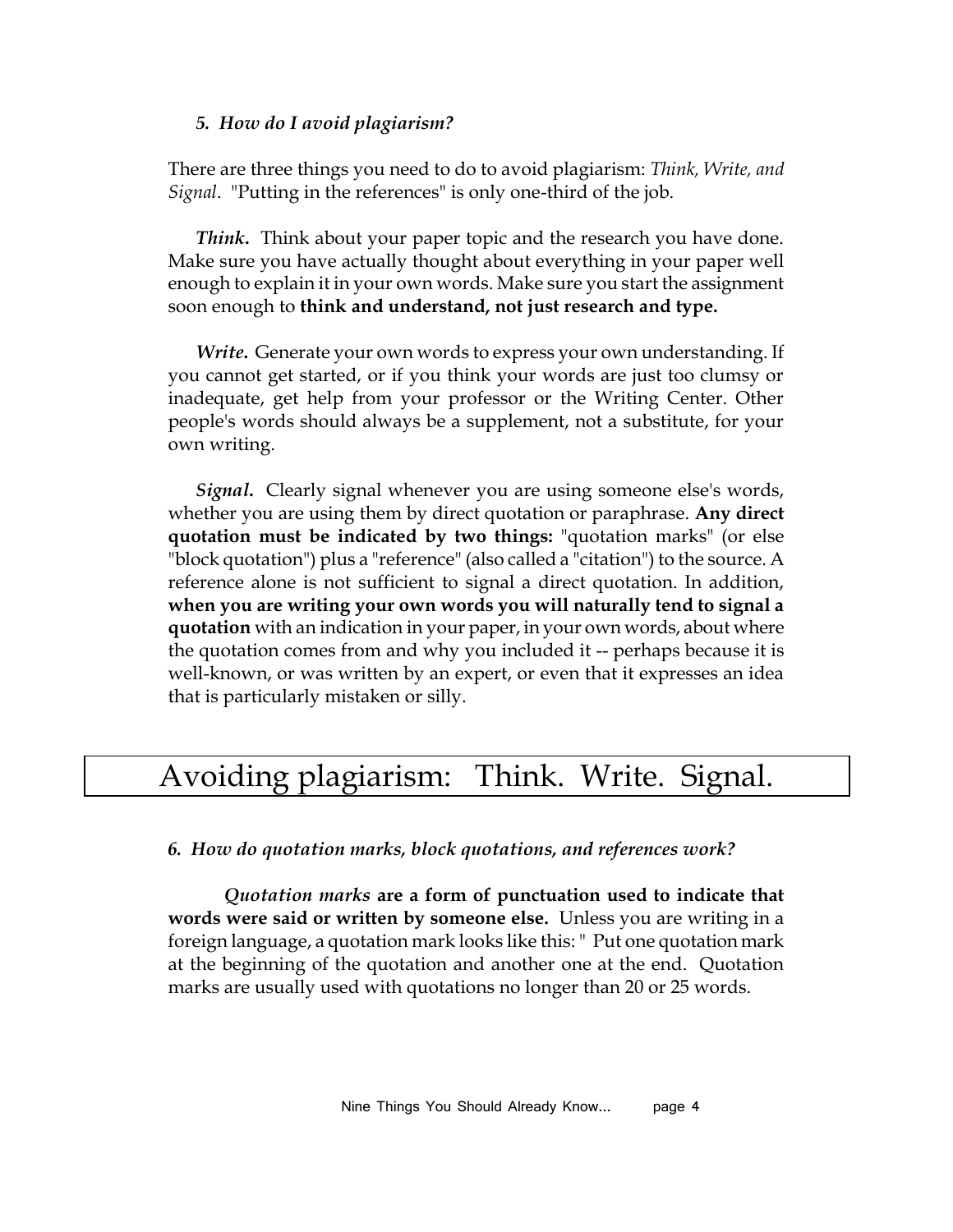### *5. How do I avoid plagiarism?*

There are three things you need to do to avoid plagiarism: *Think, Write, and Signal*. "Putting in the references" is only one-third of the job.

***Think.*** Think about your paper topic and the research you have done. Make sure you have actually thought about everything in your paper well enough to explain it in your own words. Make sure you start the assignment soon enough to **think and understand, not just research and type.**

***Write.*** Generate your own words to express your own understanding. If you cannot get started, or if you think your words are just too clumsy or inadequate, get help from your professor or the Writing Center. Other people's words should always be a supplement, not a substitute, for your own writing.

***Signal.*** Clearly signal whenever you are using someone else's words, whether you are using them by direct quotation or paraphrase. **Any direct quotation must be indicated by two things:** "quotation marks" (or else "block quotation") plus a "reference" (also called a "citation") to the source. A reference alone is not sufficient to signal a direct quotation. In addition, **when you are writing your own words you will naturally tend to signal a quotation** with an indication in your paper, in your own words, about where the quotation comes from and why you included it -- perhaps because it is well-known, or was written by an expert, or even that it expresses an idea that is particularly mistaken or silly.

## Avoiding plagiarism: Think. Write. Signal.

### *6. How do quotation marks, block quotations, and references work?*

***Quotation marks*** **are a form of punctuation used to indicate that words were said or written by someone else.** Unless you are writing in a foreign language, a quotation mark looks like this: " Put one quotation mark at the beginning of the quotation and another one at the end. Quotation marks are usually used with quotations no longer than 20 or 25 words.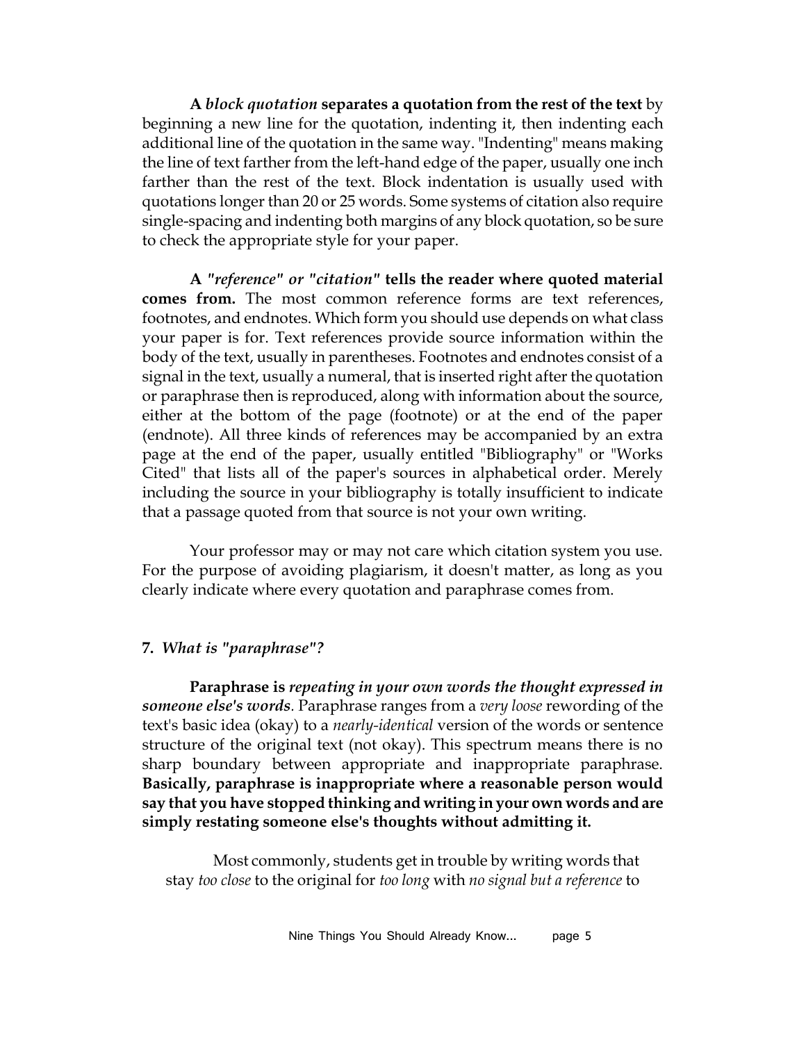**A *block quotation* separates a quotation from the rest of the text** by beginning a new line for the quotation, indenting it, then indenting each additional line of the quotation in the same way. "Indenting" means making the line of text farther from the left-hand edge of the paper, usually one inch farther than the rest of the text. Block indentation is usually used with quotations longer than 20 or 25 words. Some systems of citation also require single-spacing and indenting both margins of any block quotation, so be sure to check the appropriate style for your paper.

**A *"reference" or "citation"* tells the reader where quoted material comes from.** The most common reference forms are text references, footnotes, and endnotes. Which form you should use depends on what class your paper is for. Text references provide source information within the body of the text, usually in parentheses. Footnotes and endnotes consist of a signal in the text, usually a numeral, that is inserted right after the quotation or paraphrase then is reproduced, along with information about the source, either at the bottom of the page (footnote) or at the end of the paper (endnote). All three kinds of references may be accompanied by an extra page at the end of the paper, usually entitled "Bibliography" or "Works Cited" that lists all of the paper's sources in alphabetical order. Merely including the source in your bibliography is totally insufficient to indicate that a passage quoted from that source is not your own writing.

Your professor may or may not care which citation system you use. For the purpose of avoiding plagiarism, it doesn't matter, as long as you clearly indicate where every quotation and paraphrase comes from.

### 7. *What is "paraphrase"?*

**Paraphrase is *repeating in your own words the thought expressed in someone else's words*.** Paraphrase ranges from a *very loose* rewording of the text's basic idea (okay) to a *nearly-identical* version of the words or sentence structure of the original text (not okay). This spectrum means there is no sharp boundary between appropriate and inappropriate paraphrase. **Basically, paraphrase is inappropriate where a reasonable person would say that you have stopped thinking and writing in your own words and are simply restating someone else's thoughts without admitting it.**

Most commonly, students get in trouble by writing words that stay *too close* to the original for *too long* with *no signal but a reference* to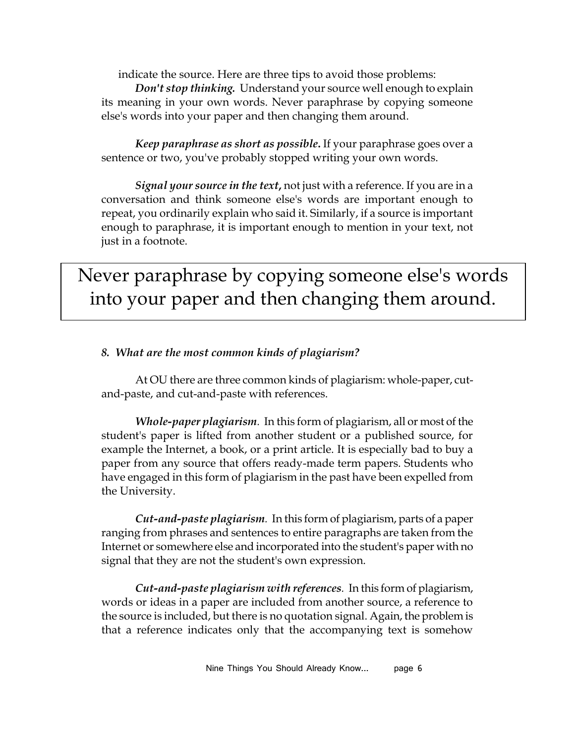indicate the source. Here are three tips to avoid those problems:

***Don't stop thinking.*** Understand your source well enough to explain its meaning in your own words. Never paraphrase by copying someone else's words into your paper and then changing them around.

***Keep paraphrase as short as possible.*** If your paraphrase goes over a sentence or two, you've probably stopped writing your own words.

***Signal your source in the text,*** not just with a reference. If you are in a conversation and think someone else's words are important enough to repeat, you ordinarily explain who said it. Similarly, if a source is important enough to paraphrase, it is important enough to mention in your text, not just in a footnote.

> Never paraphrase by copying someone else's words into your paper and then changing them around.

### *8. What are the most common kinds of plagiarism?*

At OU there are three common kinds of plagiarism: whole-paper, cut-and-paste, and cut-and-paste with references.

***Whole-paper plagiarism.*** In this form of plagiarism, all or most of the student's paper is lifted from another student or a published source, for example the Internet, a book, or a print article. It is especially bad to buy a paper from any source that offers ready-made term papers. Students who have engaged in this form of plagiarism in the past have been expelled from the University.

***Cut-and-paste plagiarism.*** In this form of plagiarism, parts of a paper ranging from phrases and sentences to entire paragraphs are taken from the Internet or somewhere else and incorporated into the student's paper with no signal that they are not the student's own expression.

***Cut-and-paste plagiarism with references.*** In this form of plagiarism, words or ideas in a paper are included from another source, a reference to the source is included, but there is no quotation signal. Again, the problem is that a reference indicates only that the accompanying text is somehow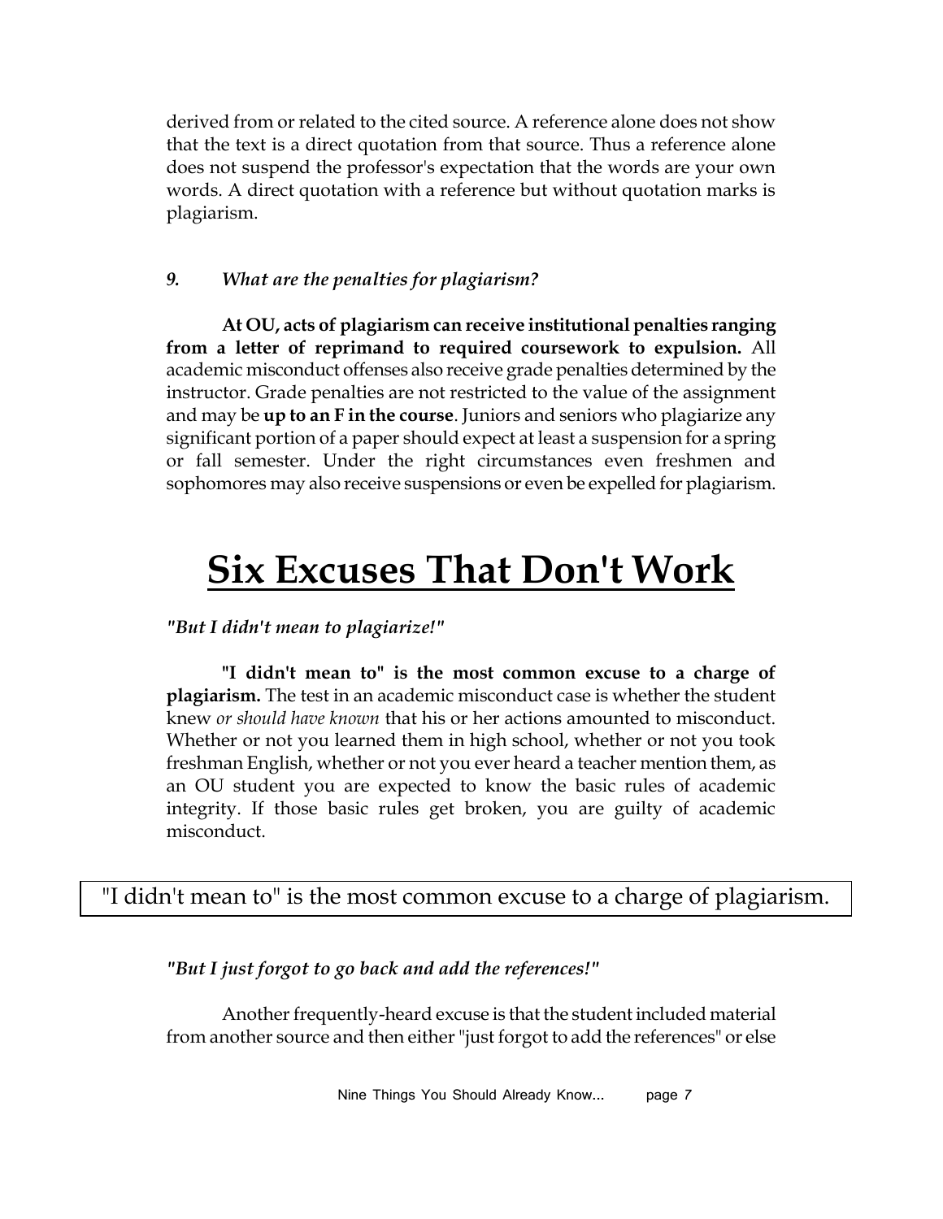derived from or related to the cited source. A reference alone does not show that the text is a direct quotation from that source. Thus a reference alone does not suspend the professor's expectation that the words are your own words. A direct quotation with a reference but without quotation marks is plagiarism.

### *9. What are the penalties for plagiarism?*

**At OU, acts of plagiarism can receive institutional penalties ranging from a letter of reprimand to required coursework to expulsion.** All academic misconduct offenses also receive grade penalties determined by the instructor. Grade penalties are not restricted to the value of the assignment and may be **up to an F in the course**. Juniors and seniors who plagiarize any significant portion of a paper should expect at least a suspension for a spring or fall semester. Under the right circumstances even freshmen and sophomores may also receive suspensions or even be expelled for plagiarism.

# Six Excuses That Don't Work

***"But I didn't mean to plagiarize!"***

**"I didn't mean to" is the most common excuse to a charge of plagiarism.** The test in an academic misconduct case is whether the student knew *or should have known* that his or her actions amounted to misconduct. Whether or not you learned them in high school, whether or not you took freshman English, whether or not you ever heard a teacher mention them, as an OU student you are expected to know the basic rules of academic integrity. If those basic rules get broken, you are guilty of academic misconduct.

> "I didn't mean to" is the most common excuse to a charge of plagiarism.

***"But I just forgot to go back and add the references!"***

Another frequently-heard excuse is that the student included material from another source and then either "just forgot to add the references" or else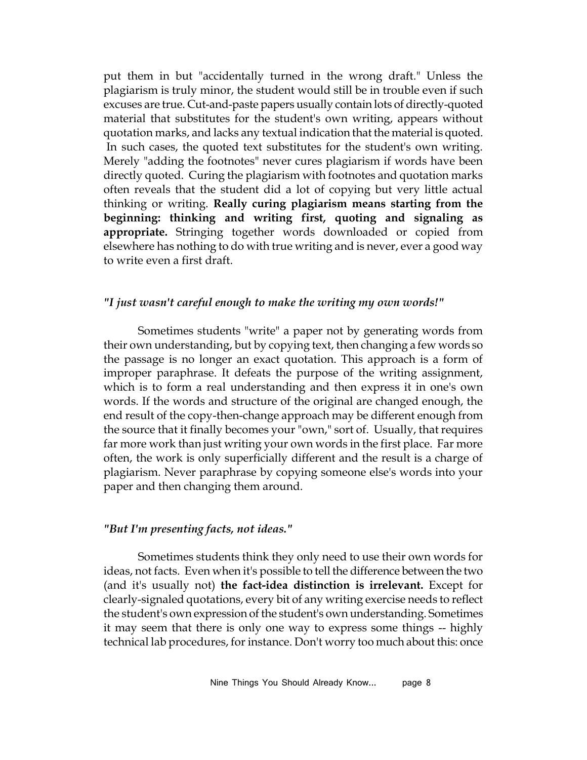put them in but "accidentally turned in the wrong draft." Unless the plagiarism is truly minor, the student would still be in trouble even if such excuses are true. Cut-and-paste papers usually contain lots of directly-quoted material that substitutes for the student's own writing, appears without quotation marks, and lacks any textual indication that the material is quoted. In such cases, the quoted text substitutes for the student's own writing. Merely "adding the footnotes" never cures plagiarism if words have been directly quoted. Curing the plagiarism with footnotes and quotation marks often reveals that the student did a lot of copying but very little actual thinking or writing. **Really curing plagiarism means starting from the beginning: thinking and writing first, quoting and signaling as appropriate.** Stringing together words downloaded or copied from elsewhere has nothing to do with true writing and is never, ever a good way to write even a first draft.

### *"I just wasn't careful enough to make the writing my own words!"*

Sometimes students "write" a paper not by generating words from their own understanding, but by copying text, then changing a few words so the passage is no longer an exact quotation. This approach is a form of improper paraphrase. It defeats the purpose of the writing assignment, which is to form a real understanding and then express it in one's own words. If the words and structure of the original are changed enough, the end result of the copy-then-change approach may be different enough from the source that it finally becomes your "own," sort of. Usually, that requires far more work than just writing your own words in the first place. Far more often, the work is only superficially different and the result is a charge of plagiarism. Never paraphrase by copying someone else's words into your paper and then changing them around.

### *"But I'm presenting facts, not ideas."*

Sometimes students think they only need to use their own words for ideas, not facts. Even when it's possible to tell the difference between the two (and it's usually not) **the fact-idea distinction is irrelevant.** Except for clearly-signaled quotations, every bit of any writing exercise needs to reflect the student's own expression of the student's own understanding. Sometimes it may seem that there is only one way to express some things -- highly technical lab procedures, for instance. Don't worry too much about this: once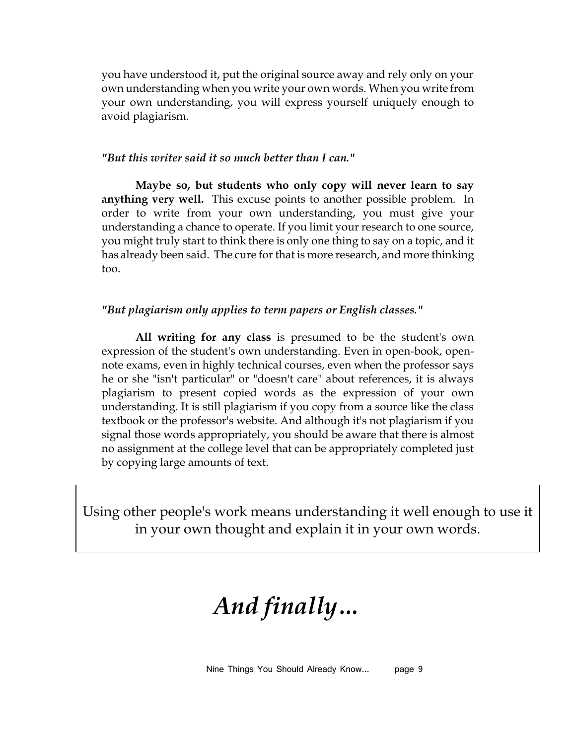you have understood it, put the original source away and rely only on your own understanding when you write your own words. When you write from your own understanding, you will express yourself uniquely enough to avoid plagiarism.

***"But this writer said it so much better than I can."***

**Maybe so, but students who only copy will never learn to say anything very well.** This excuse points to another possible problem. In order to write from your own understanding, you must give your understanding a chance to operate. If you limit your research to one source, you might truly start to think there is only one thing to say on a topic, and it has already been said. The cure for that is more research, and more thinking too.

***"But plagiarism only applies to term papers or English classes."***

**All writing for any class** is presumed to be the student's own expression of the student's own understanding. Even in open-book, open-note exams, even in highly technical courses, even when the professor says he or she "isn't particular" or "doesn't care" about references, it is always plagiarism to present copied words as the expression of your own understanding. It is still plagiarism if you copy from a source like the class textbook or the professor's website. And although it's not plagiarism if you signal those words appropriately, you should be aware that there is almost no assignment at the college level that can be appropriately completed just by copying large amounts of text.

> Using other people's work means understanding it well enough to use it in your own thought and explain it in your own words.

# *And finally...*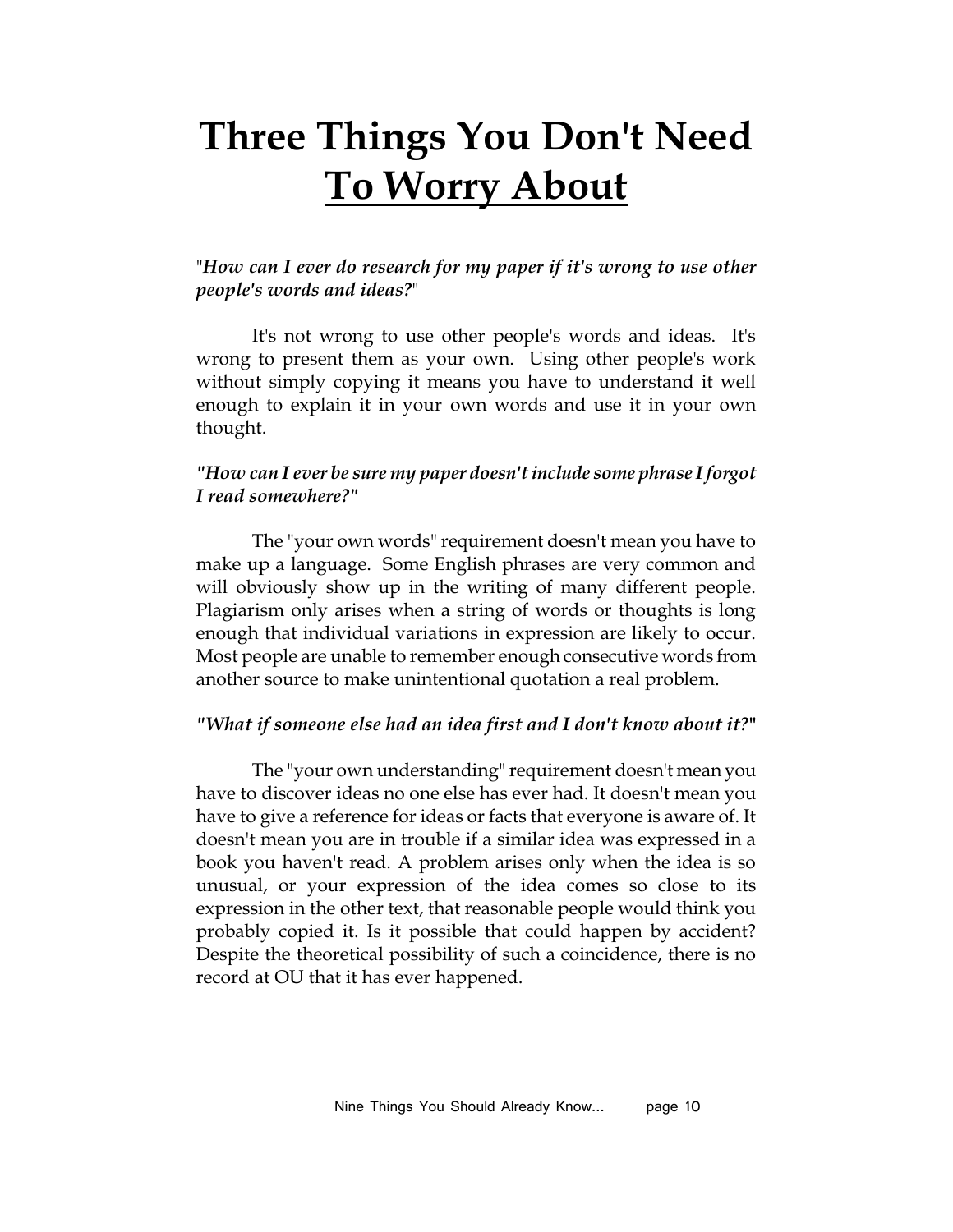# Three Things You Don't Need To Worry About

"***How can I ever do research for my paper if it's wrong to use other people's words and ideas?***"

It's not wrong to use other people's words and ideas. It's wrong to present them as your own. Using other people's work without simply copying it means you have to understand it well enough to explain it in your own words and use it in your own thought.

***"How can I ever be sure my paper doesn't include some phrase I forgot I read somewhere?"***

The "your own words" requirement doesn't mean you have to make up a language. Some English phrases are very common and will obviously show up in the writing of many different people. Plagiarism only arises when a string of words or thoughts is long enough that individual variations in expression are likely to occur. Most people are unable to remember enough consecutive words from another source to make unintentional quotation a real problem.

***"What if someone else had an idea first and I don't know about it?"***

The "your own understanding" requirement doesn't mean you have to discover ideas no one else has ever had. It doesn't mean you have to give a reference for ideas or facts that everyone is aware of. It doesn't mean you are in trouble if a similar idea was expressed in a book you haven't read. A problem arises only when the idea is so unusual, or your expression of the idea comes so close to its expression in the other text, that reasonable people would think you probably copied it. Is it possible that could happen by accident? Despite the theoretical possibility of such a coincidence, there is no record at OU that it has ever happened.